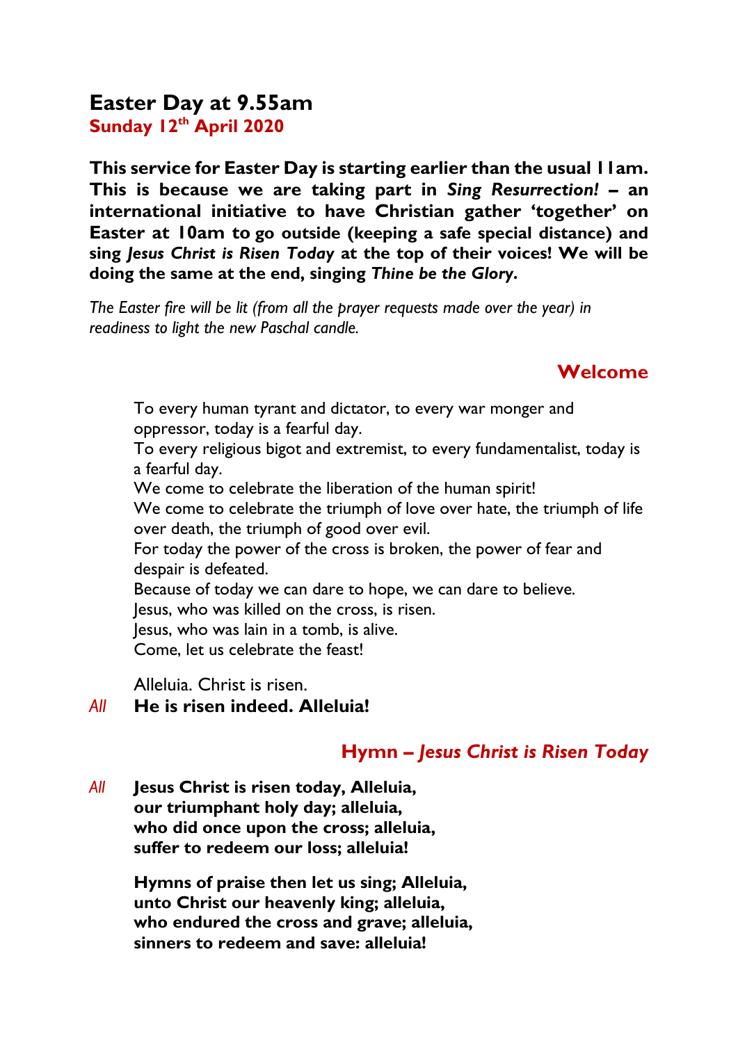# Easter Day at 9.55am

**Sunday 12th April 2020**

**This service for Easter Day is starting earlier than the usual 11am. This is because we are taking part in *Sing Resurrection!* – an international initiative to have Christian gather 'together' on Easter at 10am to go outside (keeping a safe special distance) and sing *Jesus Christ is Risen Today* at the top of their voices! We will be doing the same at the end, singing *Thine be the Glory*.**

*The Easter fire will be lit (from all the prayer requests made over the year) in readiness to light the new Paschal candle.*

## Welcome

To every human tyrant and dictator, to every war monger and oppressor, today is a fearful day.
To every religious bigot and extremist, to every fundamentalist, today is a fearful day.
We come to celebrate the liberation of the human spirit!
We come to celebrate the triumph of love over hate, the triumph of life over death, the triumph of good over evil.
For today the power of the cross is broken, the power of fear and despair is defeated.
Because of today we can dare to hope, we can dare to believe.
Jesus, who was killed on the cross, is risen.
Jesus, who was lain in a tomb, is alive.
Come, let us celebrate the feast!

Alleluia. Christ is risen.
*All* **He is risen indeed. Alleluia!**

## Hymn – *Jesus Christ is Risen Today*

*All* **Jesus Christ is risen today, Alleluia,
our triumphant holy day; alleluia,
who did once upon the cross; alleluia,
suffer to redeem our loss; alleluia!**

**Hymns of praise then let us sing; Alleluia,
unto Christ our heavenly king; alleluia,
who endured the cross and grave; alleluia,
sinners to redeem and save: alleluia!**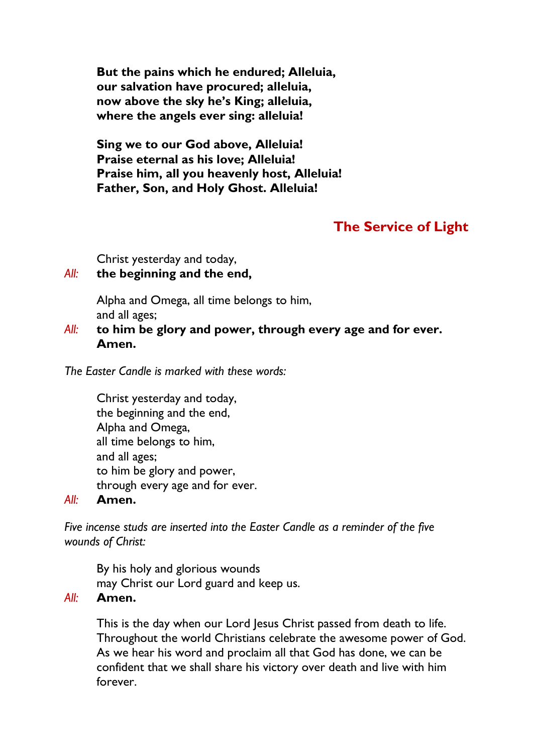**But the pains which he endured; Alleluia,**
**our salvation have procured; alleluia,**
**now above the sky he's King; alleluia,**
**where the angels ever sing: alleluia!**

**Sing we to our God above, Alleluia!**
**Praise eternal as his love; Alleluia!**
**Praise him, all you heavenly host, Alleluia!**
**Father, Son, and Holy Ghost. Alleluia!**

## The Service of Light

Christ yesterday and today,
*All:* **the beginning and the end,**

Alpha and Omega, all time belongs to him,
and all ages;
*All:* **to him be glory and power, through every age and for ever. Amen.**

*The Easter Candle is marked with these words:*

Christ yesterday and today,
the beginning and the end,
Alpha and Omega,
all time belongs to him,
and all ages;
to him be glory and power,
through every age and for ever.
*All:* **Amen.**

*Five incense studs are inserted into the Easter Candle as a reminder of the five wounds of Christ:*

By his holy and glorious wounds
may Christ our Lord guard and keep us.
*All:* **Amen.**

This is the day when our Lord Jesus Christ passed from death to life. Throughout the world Christians celebrate the awesome power of God. As we hear his word and proclaim all that God has done, we can be confident that we shall share his victory over death and live with him forever.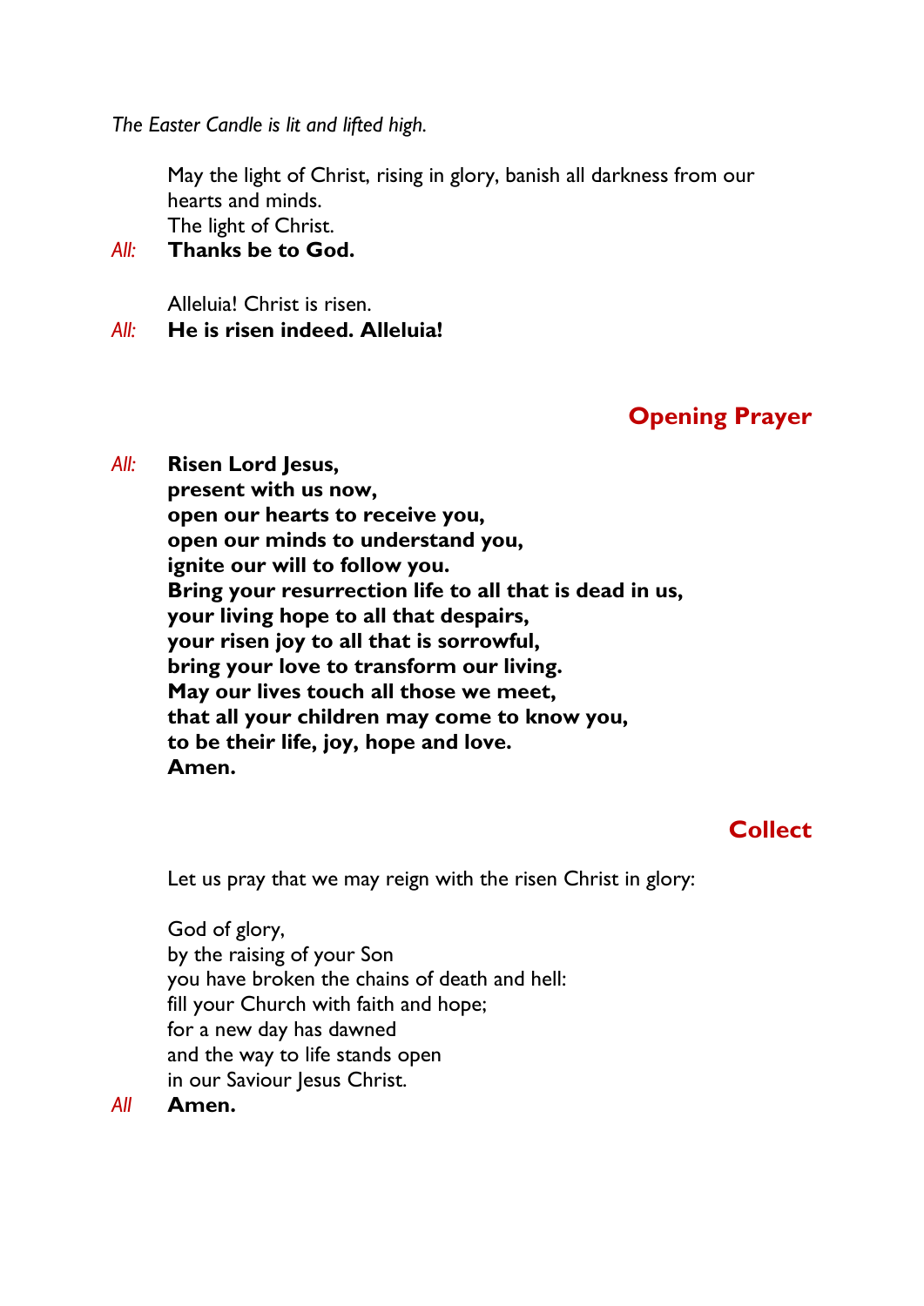*The Easter Candle is lit and lifted high.*

May the light of Christ, rising in glory, banish all darkness from our hearts and minds.
The light of Christ.

*All:* **Thanks be to God.**

Alleluia! Christ is risen.

*All:* **He is risen indeed. Alleluia!**

## Opening Prayer

*All:* **Risen Lord Jesus,**
**present with us now,**
**open our hearts to receive you,**
**open our minds to understand you,**
**ignite our will to follow you.**
**Bring your resurrection life to all that is dead in us,**
**your living hope to all that despairs,**
**your risen joy to all that is sorrowful,**
**bring your love to transform our living.**
**May our lives touch all those we meet,**
**that all your children may come to know you,**
**to be their life, joy, hope and love.**
**Amen.**

## Collect

Let us pray that we may reign with the risen Christ in glory:

God of glory,
by the raising of your Son
you have broken the chains of death and hell:
fill your Church with faith and hope;
for a new day has dawned
and the way to life stands open
in our Saviour Jesus Christ.

*All* **Amen.**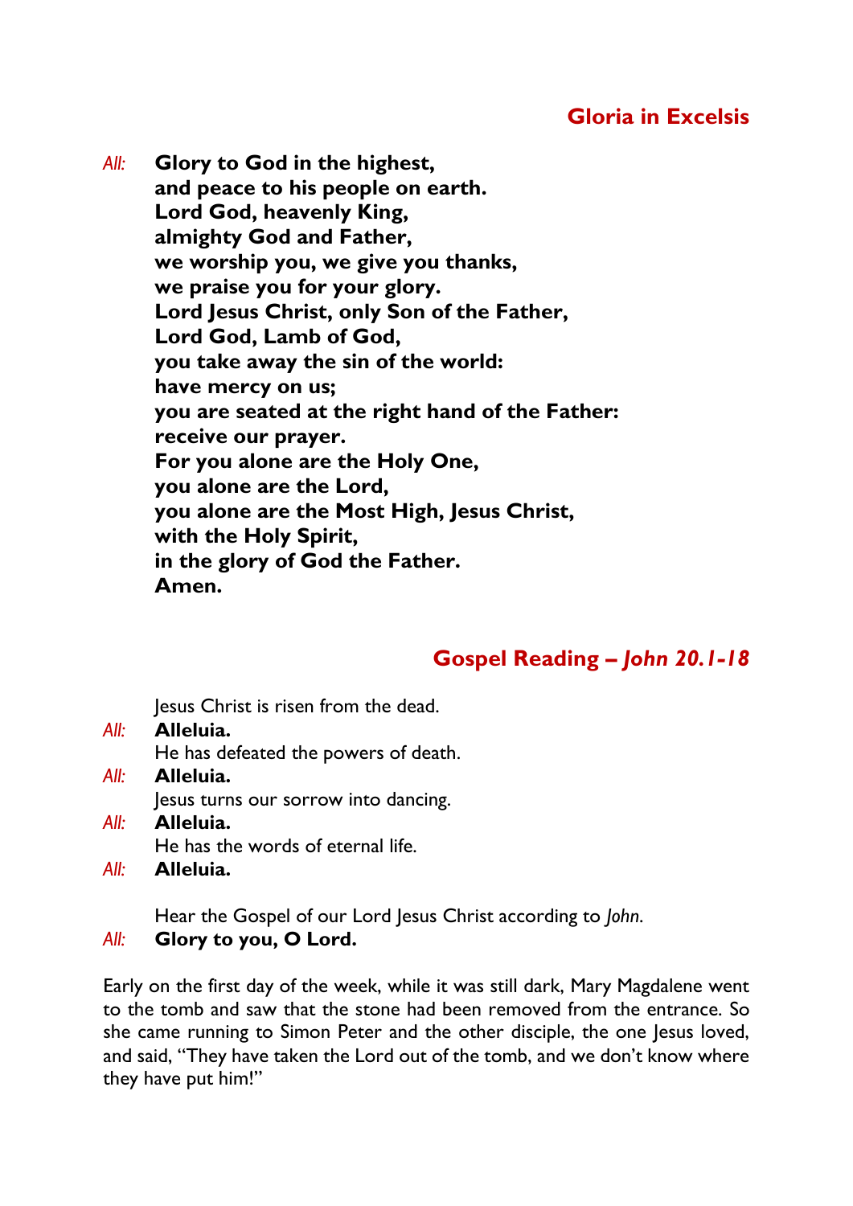## Gloria in Excelsis

*All:* **Glory to God in the highest,**
**and peace to his people on earth.**
**Lord God, heavenly King,**
**almighty God and Father,**
**we worship you, we give you thanks,**
**we praise you for your glory.**
**Lord Jesus Christ, only Son of the Father,**
**Lord God, Lamb of God,**
**you take away the sin of the world:**
**have mercy on us;**
**you are seated at the right hand of the Father:**
**receive our prayer.**
**For you alone are the Holy One,**
**you alone are the Lord,**
**you alone are the Most High, Jesus Christ,**
**with the Holy Spirit,**
**in the glory of God the Father.**
**Amen.**

## Gospel Reading – *John 20.1-18*

Jesus Christ is risen from the dead.
*All:* **Alleluia.**
He has defeated the powers of death.
*All:* **Alleluia.**
Jesus turns our sorrow into dancing.
*All:* **Alleluia.**
He has the words of eternal life.
*All:* **Alleluia.**

Hear the Gospel of our Lord Jesus Christ according to *John*.
*All:* **Glory to you, O Lord.**

Early on the first day of the week, while it was still dark, Mary Magdalene went to the tomb and saw that the stone had been removed from the entrance. So she came running to Simon Peter and the other disciple, the one Jesus loved, and said, "They have taken the Lord out of the tomb, and we don't know where they have put him!"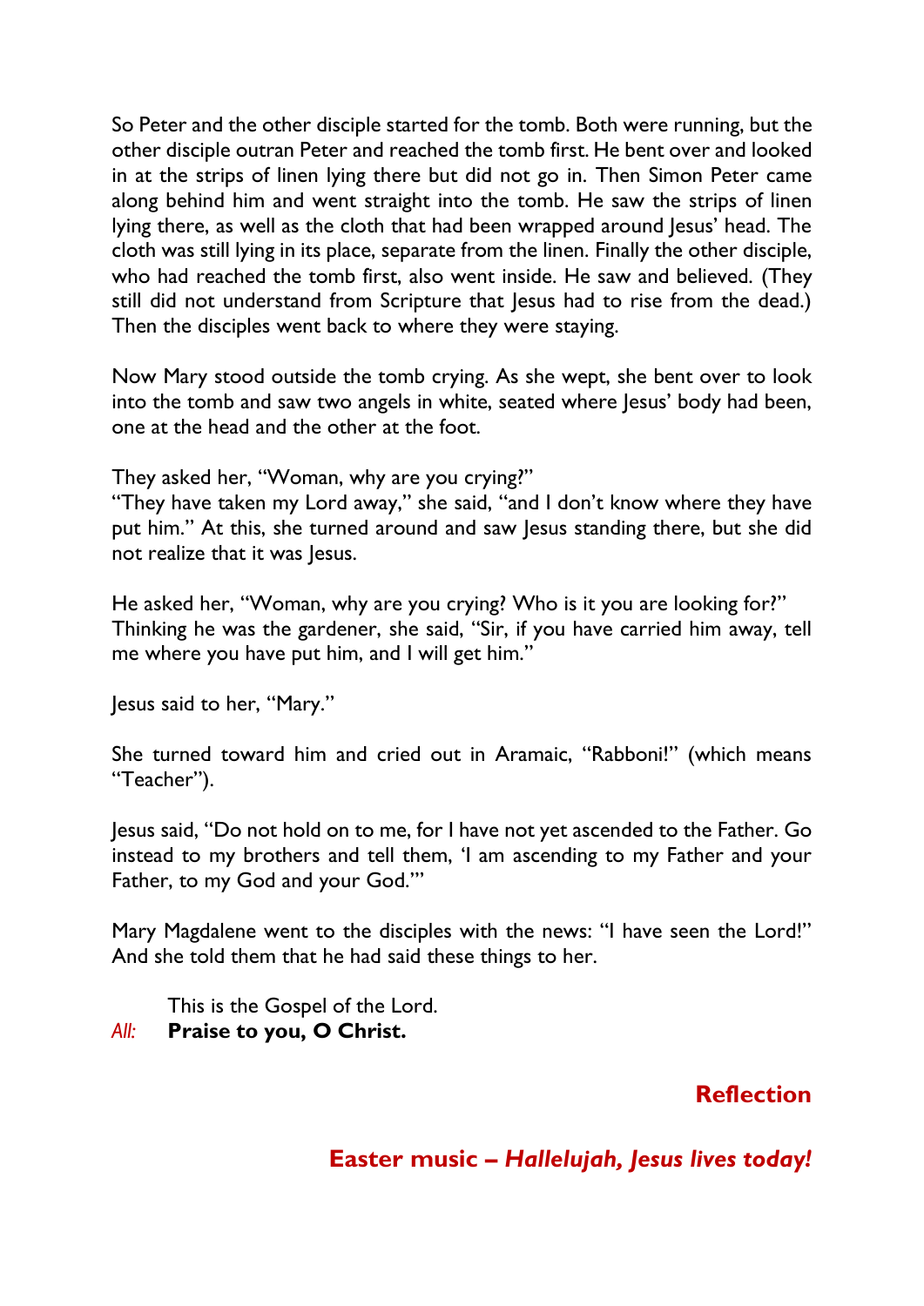So Peter and the other disciple started for the tomb. Both were running, but the other disciple outran Peter and reached the tomb first. He bent over and looked in at the strips of linen lying there but did not go in. Then Simon Peter came along behind him and went straight into the tomb. He saw the strips of linen lying there, as well as the cloth that had been wrapped around Jesus' head. The cloth was still lying in its place, separate from the linen. Finally the other disciple, who had reached the tomb first, also went inside. He saw and believed. (They still did not understand from Scripture that Jesus had to rise from the dead.) Then the disciples went back to where they were staying.

Now Mary stood outside the tomb crying. As she wept, she bent over to look into the tomb and saw two angels in white, seated where Jesus' body had been, one at the head and the other at the foot.

They asked her, "Woman, why are you crying?"
"They have taken my Lord away," she said, "and I don't know where they have put him." At this, she turned around and saw Jesus standing there, but she did not realize that it was Jesus.

He asked her, "Woman, why are you crying? Who is it you are looking for?"
Thinking he was the gardener, she said, "Sir, if you have carried him away, tell me where you have put him, and I will get him."

Jesus said to her, "Mary."

She turned toward him and cried out in Aramaic, "Rabboni!" (which means "Teacher").

Jesus said, "Do not hold on to me, for I have not yet ascended to the Father. Go instead to my brothers and tell them, 'I am ascending to my Father and your Father, to my God and your God.'"

Mary Magdalene went to the disciples with the news: "I have seen the Lord!" And she told them that he had said these things to her.

This is the Gospel of the Lord.
*All:* **Praise to you, O Christ.**

## Reflection

## Easter music – *Hallelujah, Jesus lives today!*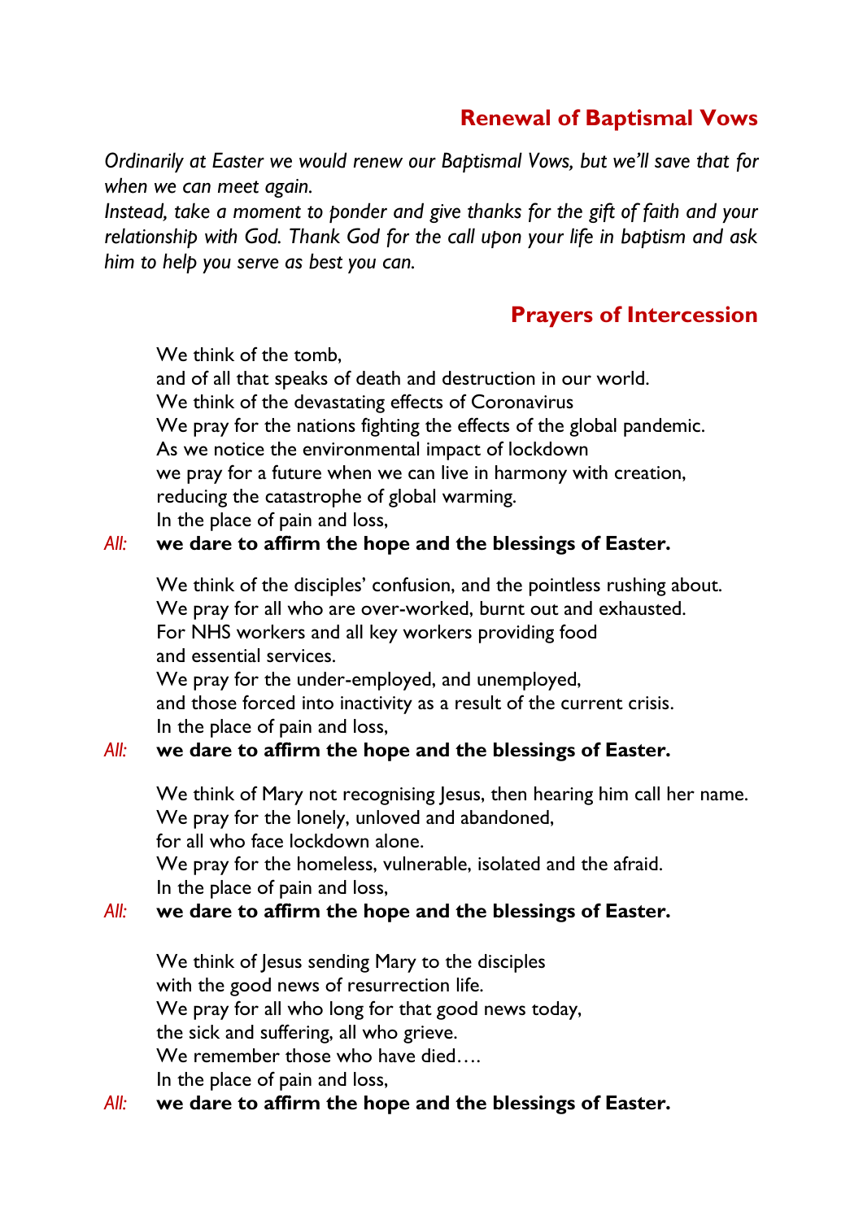## Renewal of Baptismal Vows

*Ordinarily at Easter we would renew our Baptismal Vows, but we'll save that for when we can meet again.*
*Instead, take a moment to ponder and give thanks for the gift of faith and your relationship with God. Thank God for the call upon your life in baptism and ask him to help you serve as best you can.*

## Prayers of Intercession

We think of the tomb,
and of all that speaks of death and destruction in our world.
We think of the devastating effects of Coronavirus
We pray for the nations fighting the effects of the global pandemic.
As we notice the environmental impact of lockdown
we pray for a future when we can live in harmony with creation,
reducing the catastrophe of global warming.
In the place of pain and loss,

*All:* **we dare to affirm the hope and the blessings of Easter.**

We think of the disciples' confusion, and the pointless rushing about.
We pray for all who are over-worked, burnt out and exhausted.
For NHS workers and all key workers providing food
and essential services.
We pray for the under-employed, and unemployed,
and those forced into inactivity as a result of the current crisis.
In the place of pain and loss,

*All:* **we dare to affirm the hope and the blessings of Easter.**

We think of Mary not recognising Jesus, then hearing him call her name.
We pray for the lonely, unloved and abandoned,
for all who face lockdown alone.
We pray for the homeless, vulnerable, isolated and the afraid.
In the place of pain and loss,

*All:* **we dare to affirm the hope and the blessings of Easter.**

We think of Jesus sending Mary to the disciples
with the good news of resurrection life.
We pray for all who long for that good news today,
the sick and suffering, all who grieve.
We remember those who have died….
In the place of pain and loss,

*All:* **we dare to affirm the hope and the blessings of Easter.**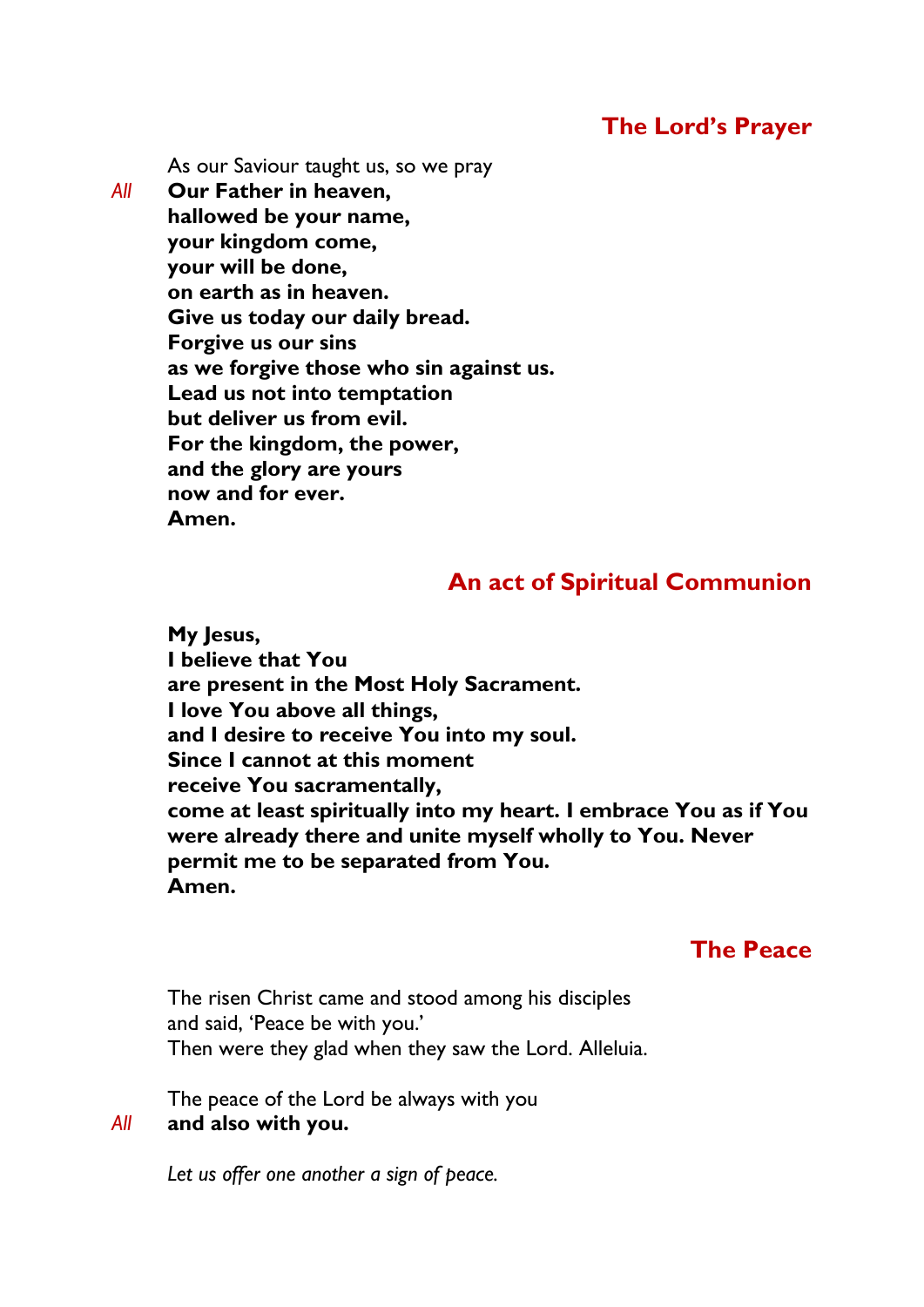## The Lord's Prayer

As our Saviour taught us, so we pray

*All* **Our Father in heaven,**
**hallowed be your name,**
**your kingdom come,**
**your will be done,**
**on earth as in heaven.**
**Give us today our daily bread.**
**Forgive us our sins**
**as we forgive those who sin against us.**
**Lead us not into temptation**
**but deliver us from evil.**
**For the kingdom, the power,**
**and the glory are yours**
**now and for ever.**
**Amen.**

## An act of Spiritual Communion

**My Jesus,**
**I believe that You**
**are present in the Most Holy Sacrament.**
**I love You above all things,**
**and I desire to receive You into my soul.**
**Since I cannot at this moment**
**receive You sacramentally,**
**come at least spiritually into my heart. I embrace You as if You were already there and unite myself wholly to You. Never permit me to be separated from You.**
**Amen.**

## The Peace

The risen Christ came and stood among his disciples
and said, 'Peace be with you.'
Then were they glad when they saw the Lord. Alleluia.

The peace of the Lord be always with you

*All* **and also with you.**

*Let us offer one another a sign of peace.*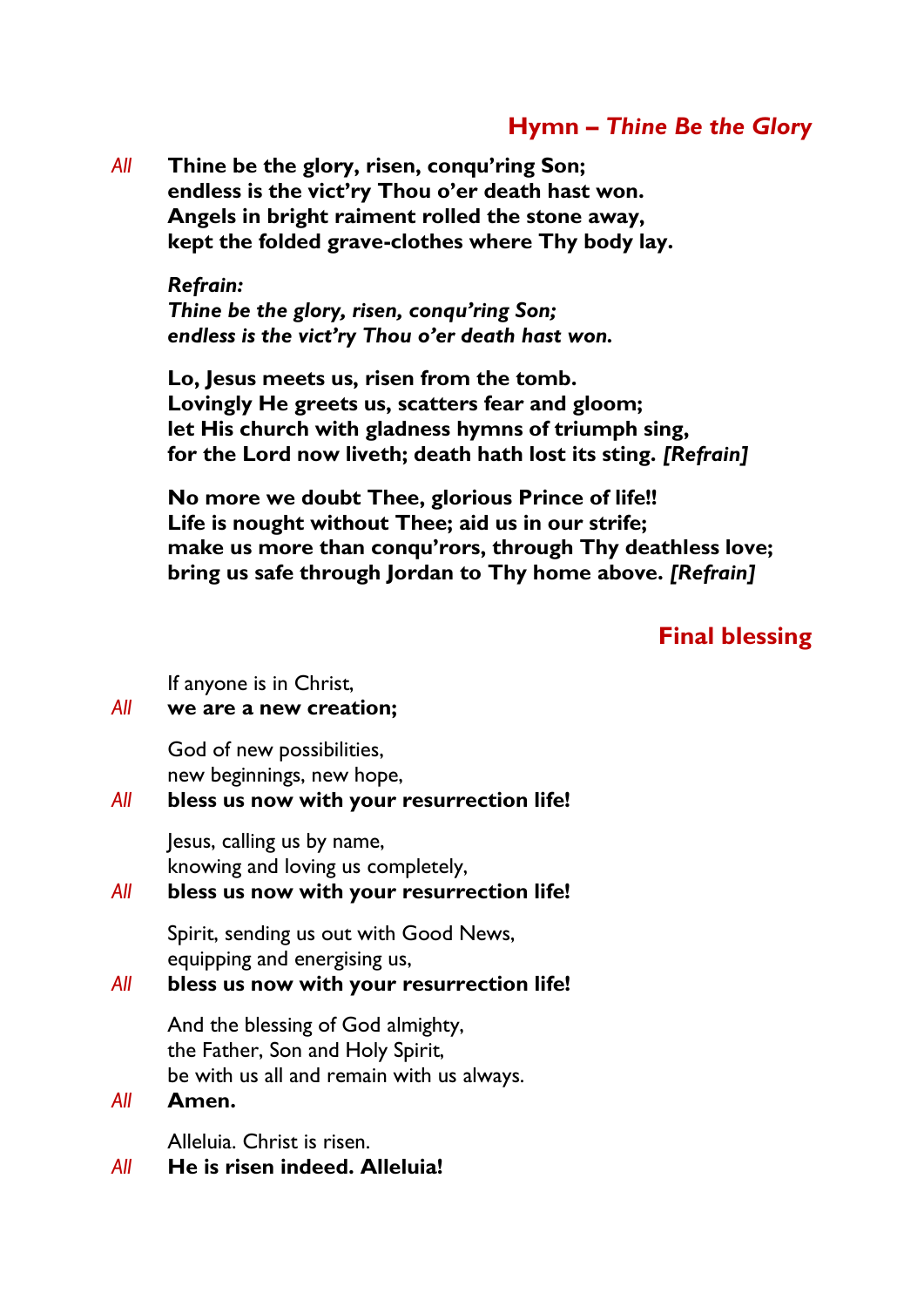## Hymn – *Thine Be the Glory*

*All* **Thine be the glory, risen, conqu'ring Son;
endless is the vict'ry Thou o'er death hast won.
Angels in bright raiment rolled the stone away,
kept the folded grave-clothes where Thy body lay.**

***Refrain:***
***Thine be the glory, risen, conqu'ring Son;
endless is the vict'ry Thou o'er death hast won.***

**Lo, Jesus meets us, risen from the tomb.
Lovingly He greets us, scatters fear and gloom;
let His church with gladness hymns of triumph sing,
for the Lord now liveth; death hath lost its sting.** ***[Refrain]***

**No more we doubt Thee, glorious Prince of life!!
Life is nought without Thee; aid us in our strife;
make us more than conqu'rors, through Thy deathless love;
bring us safe through Jordan to Thy home above.** ***[Refrain]***

## Final blessing

If anyone is in Christ,
*All* **we are a new creation;**

God of new possibilities,
new beginnings, new hope,
*All* **bless us now with your resurrection life!**

Jesus, calling us by name,
knowing and loving us completely,
*All* **bless us now with your resurrection life!**

Spirit, sending us out with Good News,
equipping and energising us,
*All* **bless us now with your resurrection life!**

And the blessing of God almighty,
the Father, Son and Holy Spirit,
be with us all and remain with us always.
*All* **Amen.**

Alleluia. Christ is risen.
*All* **He is risen indeed. Alleluia!**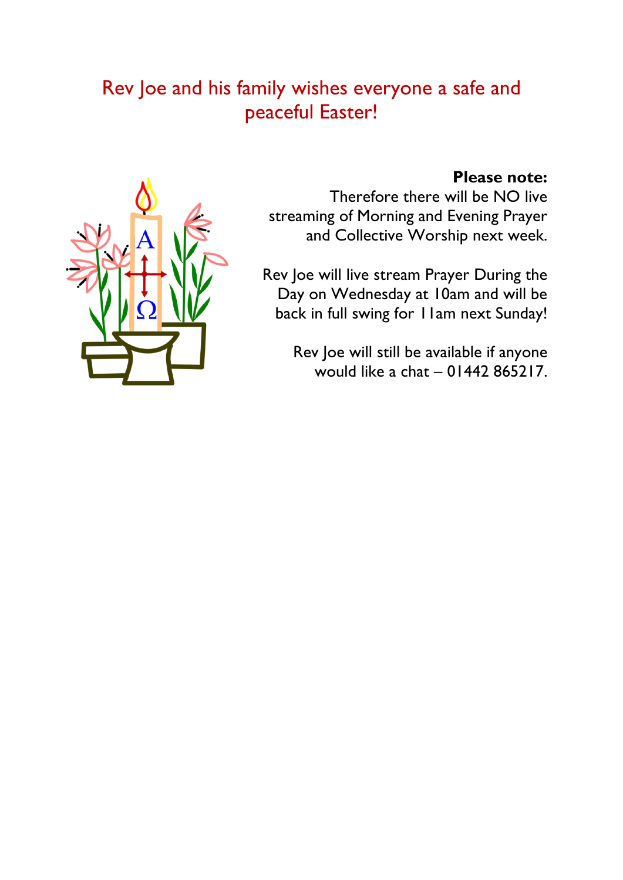Rev Joe and his family wishes everyone a safe and peaceful Easter!

**Please note:**

Therefore there will be NO live streaming of Morning and Evening Prayer and Collective Worship next week.

Rev Joe will live stream Prayer During the Day on Wednesday at 10am and will be back in full swing for 11am next Sunday!

Rev Joe will still be available if anyone would like a chat – 01442 865217.